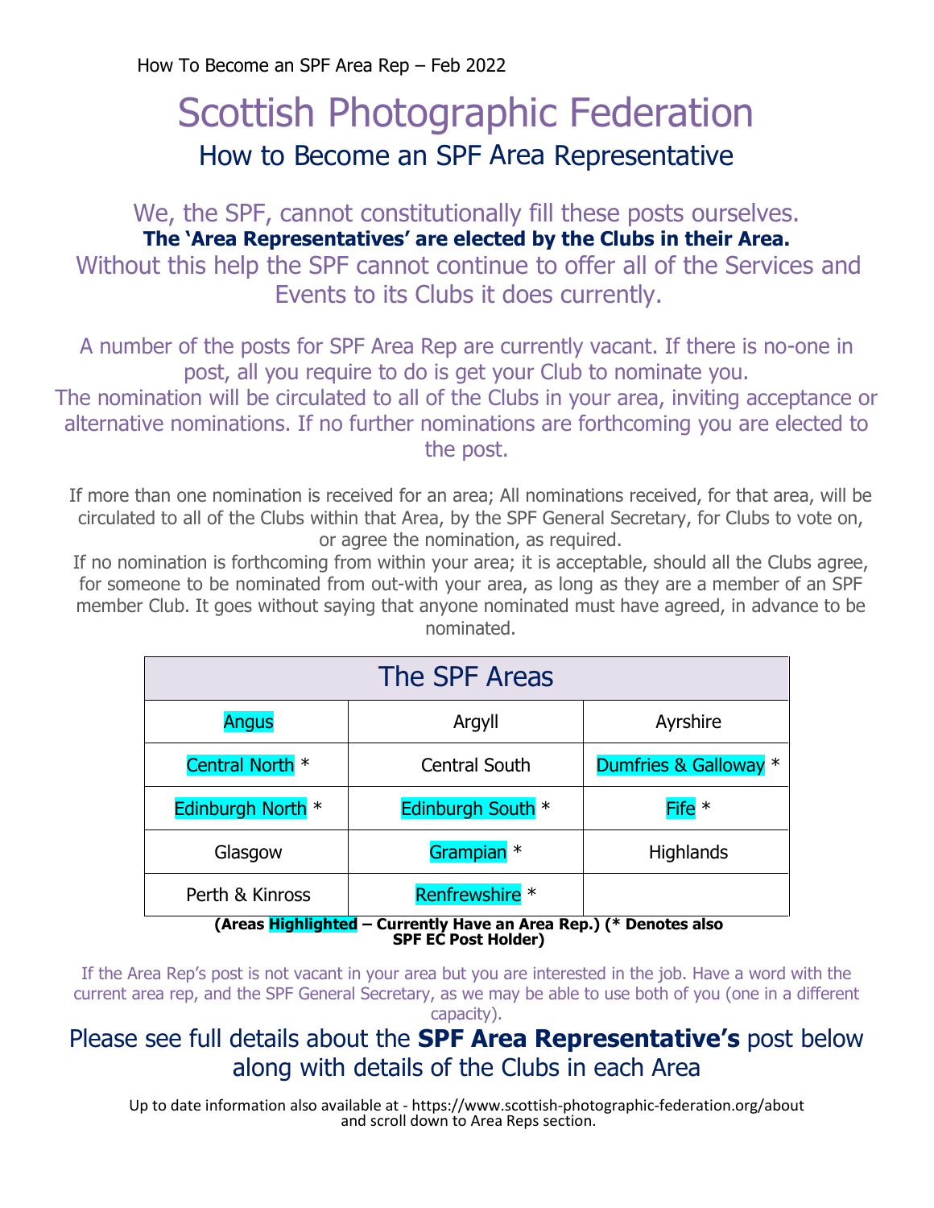How To Become an SPF Area Rep – Feb 2022

# Scottish Photographic Federation

## How to Become an SPF Area Representative

We, the SPF, cannot constitutionally fill these posts ourselves.
**The 'Area Representatives' are elected by the Clubs in their Area.**
Without this help the SPF cannot continue to offer all of the Services and Events to its Clubs it does currently.

A number of the posts for SPF Area Rep are currently vacant. If there is no-one in post, all you require to do is get your Club to nominate you.
The nomination will be circulated to all of the Clubs in your area, inviting acceptance or alternative nominations. If no further nominations are forthcoming you are elected to the post.

If more than one nomination is received for an area; All nominations received, for that area, will be circulated to all of the Clubs within that Area, by the SPF General Secretary, for Clubs to vote on, or agree the nomination, as required.
If no nomination is forthcoming from within your area; it is acceptable, should all the Clubs agree, for someone to be nominated from out-with your area, as long as they are a member of an SPF member Club. It goes without saying that anyone nominated must have agreed, in advance to be nominated.

| The SPF Areas | | |
|---|---|---|
| Angus | Argyll | Ayrshire |
| Central North * | Central South | Dumfries & Galloway * |
| Edinburgh North * | Edinburgh South * | Fife * |
| Glasgow | Grampian * | Highlands |
| Perth & Kinross | Renfrewshire * | |

**(Areas Highlighted – Currently Have an Area Rep.) (* Denotes also SPF EC Post Holder)**

(Highlighted areas: Angus, Central North, Dumfries & Galloway, Edinburgh North, Edinburgh South, Fife, Grampian, Renfrewshire)

If the Area Rep's post is not vacant in your area but you are interested in the job. Have a word with the current area rep, and the SPF General Secretary, as we may be able to use both of you (one in a different capacity).

Please see full details about the **SPF Area Representative's** post below along with details of the Clubs in each Area

Up to date information also available at - https://www.scottish-photographic-federation.org/about and scroll down to Area Reps section.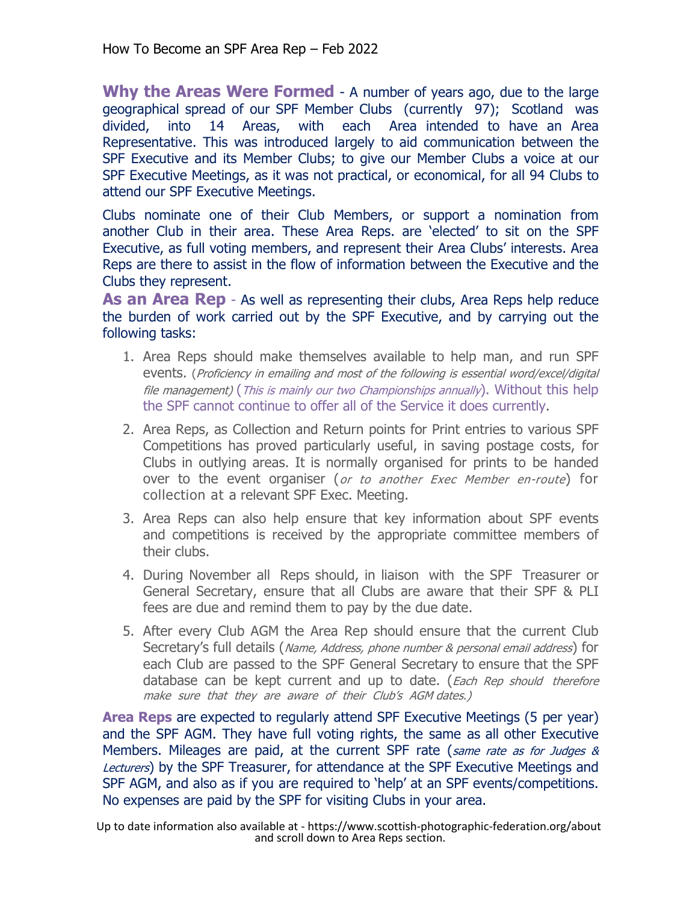How To Become an SPF Area Rep – Feb 2022

**Why the Areas Were Formed** - A number of years ago, due to the large geographical spread of our SPF Member Clubs (currently 97); Scotland was divided, into 14 Areas, with each Area intended to have an Area Representative. This was introduced largely to aid communication between the SPF Executive and its Member Clubs; to give our Member Clubs a voice at our SPF Executive Meetings, as it was not practical, or economical, for all 94 Clubs to attend our SPF Executive Meetings.

Clubs nominate one of their Club Members, or support a nomination from another Club in their area. These Area Reps. are 'elected' to sit on the SPF Executive, as full voting members, and represent their Area Clubs' interests. Area Reps are there to assist in the flow of information between the Executive and the Clubs they represent.

**As an Area Rep** - As well as representing their clubs, Area Reps help reduce the burden of work carried out by the SPF Executive, and by carrying out the following tasks:

1. Area Reps should make themselves available to help man, and run SPF events. (*Proficiency in emailing and most of the following is essential word/excel/digital file management*) (*This is mainly our two Championships annually*). Without this help the SPF cannot continue to offer all of the Service it does currently.
2. Area Reps, as Collection and Return points for Print entries to various SPF Competitions has proved particularly useful, in saving postage costs, for Clubs in outlying areas. It is normally organised for prints to be handed over to the event organiser (*or to another Exec Member en-route*) for collection at a relevant SPF Exec. Meeting.
3. Area Reps can also help ensure that key information about SPF events and competitions is received by the appropriate committee members of their clubs.
4. During November all Reps should, in liaison with the SPF Treasurer or General Secretary, ensure that all Clubs are aware that their SPF & PLI fees are due and remind them to pay by the due date.
5. After every Club AGM the Area Rep should ensure that the current Club Secretary's full details (*Name, Address, phone number & personal email address*) for each Club are passed to the SPF General Secretary to ensure that the SPF database can be kept current and up to date. (*Each Rep should therefore make sure that they are aware of their Club's AGM dates.)*

**Area Reps** are expected to regularly attend SPF Executive Meetings (5 per year) and the SPF AGM. They have full voting rights, the same as all other Executive Members. Mileages are paid, at the current SPF rate (*same rate as for Judges & Lecturers*) by the SPF Treasurer, for attendance at the SPF Executive Meetings and SPF AGM, and also as if you are required to 'help' at an SPF events/competitions. No expenses are paid by the SPF for visiting Clubs in your area.

Up to date information also available at - https://www.scottish-photographic-federation.org/about and scroll down to Area Reps section.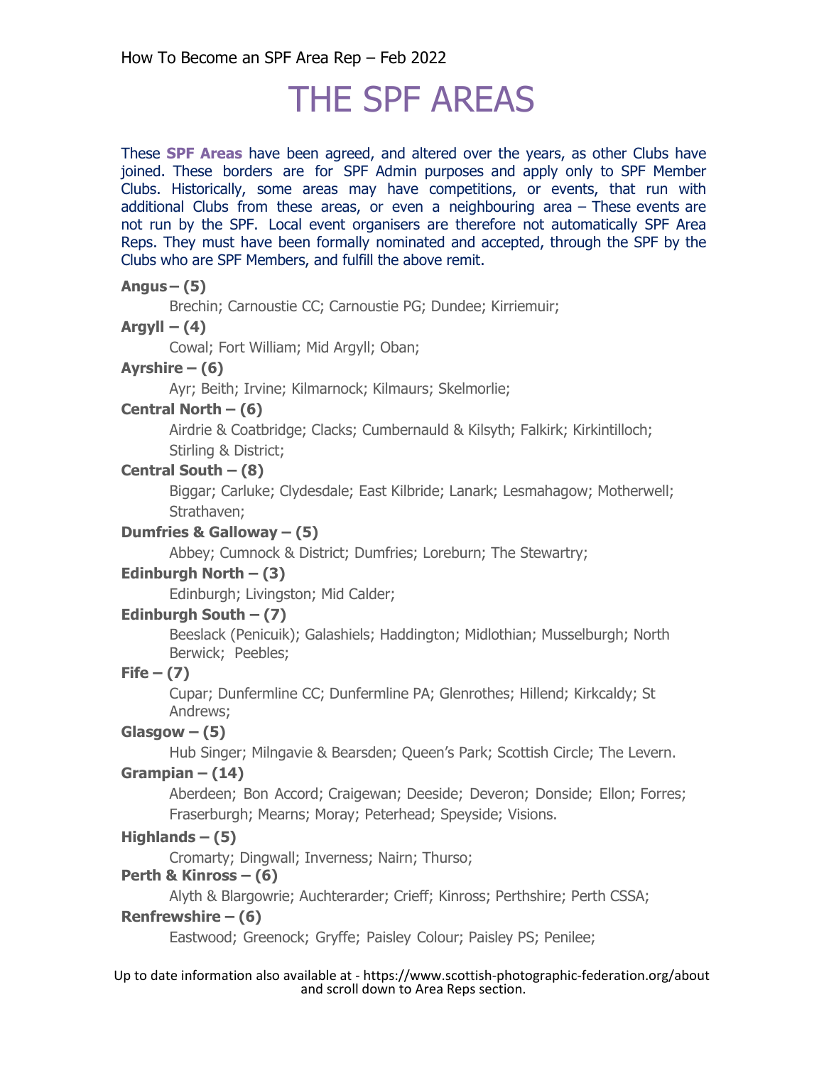# THE SPF AREAS

These **SPF Areas** have been agreed, and altered over the years, as other Clubs have joined. These borders are for SPF Admin purposes and apply only to SPF Member Clubs. Historically, some areas may have competitions, or events, that run with additional Clubs from these areas, or even a neighbouring area – These events are not run by the SPF. Local event organisers are therefore not automatically SPF Area Reps. They must have been formally nominated and accepted, through the SPF by the Clubs who are SPF Members, and fulfill the above remit.

**Angus – (5)**

Brechin; Carnoustie CC; Carnoustie PG; Dundee; Kirriemuir;

**Argyll – (4)**

Cowal; Fort William; Mid Argyll; Oban;

**Ayrshire – (6)**

Ayr; Beith; Irvine; Kilmarnock; Kilmaurs; Skelmorlie;

**Central North – (6)**

Airdrie & Coatbridge; Clacks; Cumbernauld & Kilsyth; Falkirk; Kirkintilloch; Stirling & District;

**Central South – (8)**

Biggar; Carluke; Clydesdale; East Kilbride; Lanark; Lesmahagow; Motherwell; Strathaven;

**Dumfries & Galloway – (5)**

Abbey; Cumnock & District; Dumfries; Loreburn; The Stewartry;

**Edinburgh North – (3)**

Edinburgh; Livingston; Mid Calder;

**Edinburgh South – (7)**

Beeslack (Penicuik); Galashiels; Haddington; Midlothian; Musselburgh; North Berwick; Peebles;

**Fife – (7)**

Cupar; Dunfermline CC; Dunfermline PA; Glenrothes; Hillend; Kirkcaldy; St Andrews;

**Glasgow – (5)**

Hub Singer; Milngavie & Bearsden; Queen's Park; Scottish Circle; The Levern.

**Grampian – (14)**

Aberdeen; Bon Accord; Craigewan; Deeside; Deveron; Donside; Ellon; Forres; Fraserburgh; Mearns; Moray; Peterhead; Speyside; Visions.

**Highlands – (5)**

Cromarty; Dingwall; Inverness; Nairn; Thurso;

**Perth & Kinross – (6)**

Alyth & Blargowrie; Auchterarder; Crieff; Kinross; Perthshire; Perth CSSA;

**Renfrewshire – (6)**

Eastwood; Greenock; Gryffe; Paisley Colour; Paisley PS; Penilee;

Up to date information also available at - https://www.scottish-photographic-federation.org/about and scroll down to Area Reps section.